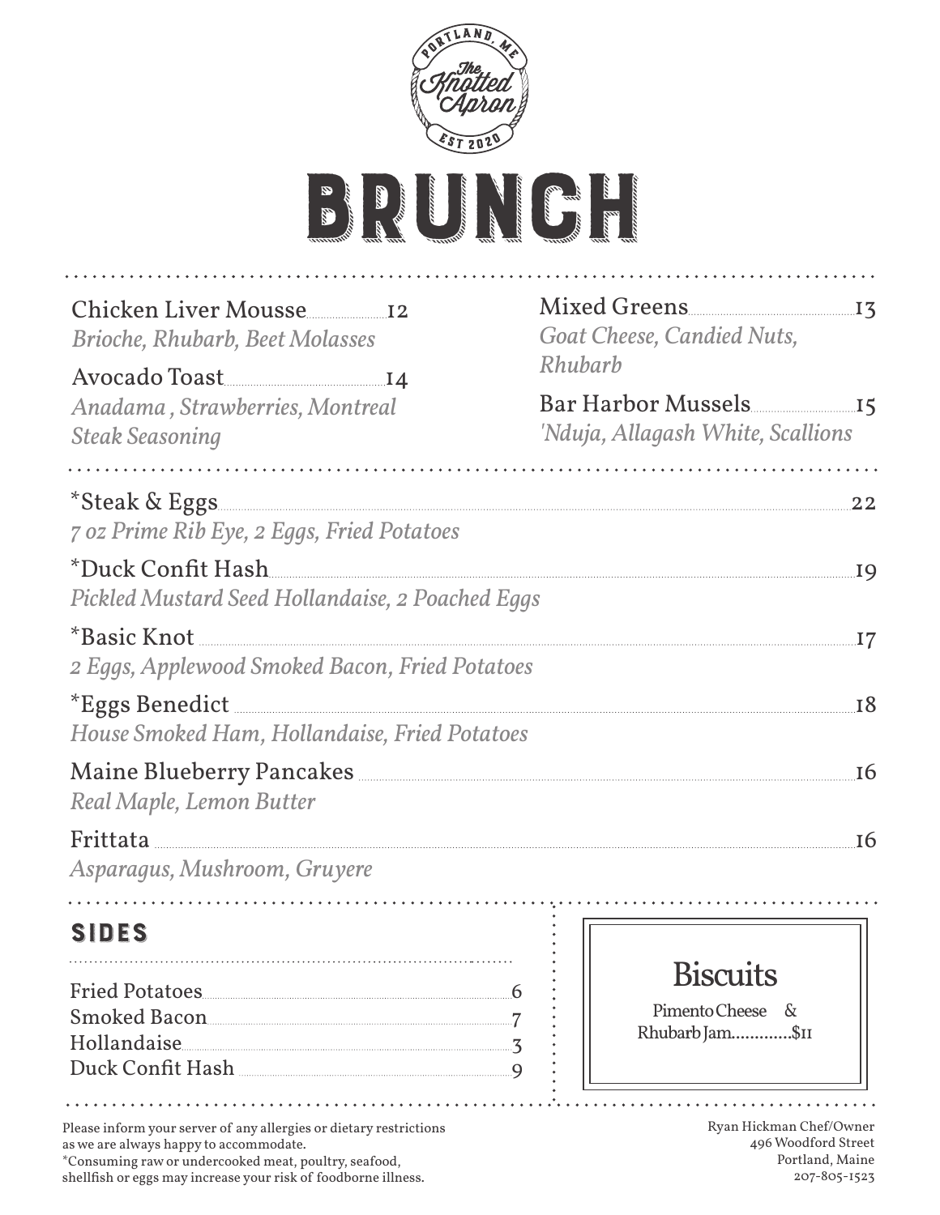Portland, ME
The Knotted Apron
EST 2020

# BRUNCH

Chicken Liver Mousse ..... 12
*Brioche, Rhubarb, Beet Molasses*

Avocado Toast ..... 14
*Anadama , Strawberries, Montreal Steak Seasoning*

Mixed Greens ..... 13
*Goat Cheese, Candied Nuts, Rhubarb*

Bar Harbor Mussels ..... 15
*'Nduja, Allagash White, Scallions*

---

*Steak & Eggs ..... 22
*7 oz Prime Rib Eye, 2 Eggs, Fried Potatoes*

*Duck Confit Hash ..... 19
*Pickled Mustard Seed Hollandaise, 2 Poached Eggs*

*Basic Knot ..... 17
*2 Eggs, Applewood Smoked Bacon, Fried Potatoes*

*Eggs Benedict ..... 18
*House Smoked Ham, Hollandaise, Fried Potatoes*

Maine Blueberry Pancakes ..... 16
*Real Maple, Lemon Butter*

Frittata ..... 16
*Asparagus, Mushroom, Gruyere*

---

## SIDES

Fried Potatoes ..... 6
Smoked Bacon ..... 7
Hollandaise ..... 3
Duck Confit Hash ..... 9

## Biscuits

Pimento Cheese & Rhubarb Jam.............$11

---

Please inform your server of any allergies or dietary restrictions as we are always happy to accommodate.
*Consuming raw or undercooked meat, poultry, seafood, shellfish or eggs may increase your risk of foodborne illness.

Ryan Hickman Chef/Owner
496 Woodford Street
Portland, Maine
207-805-1523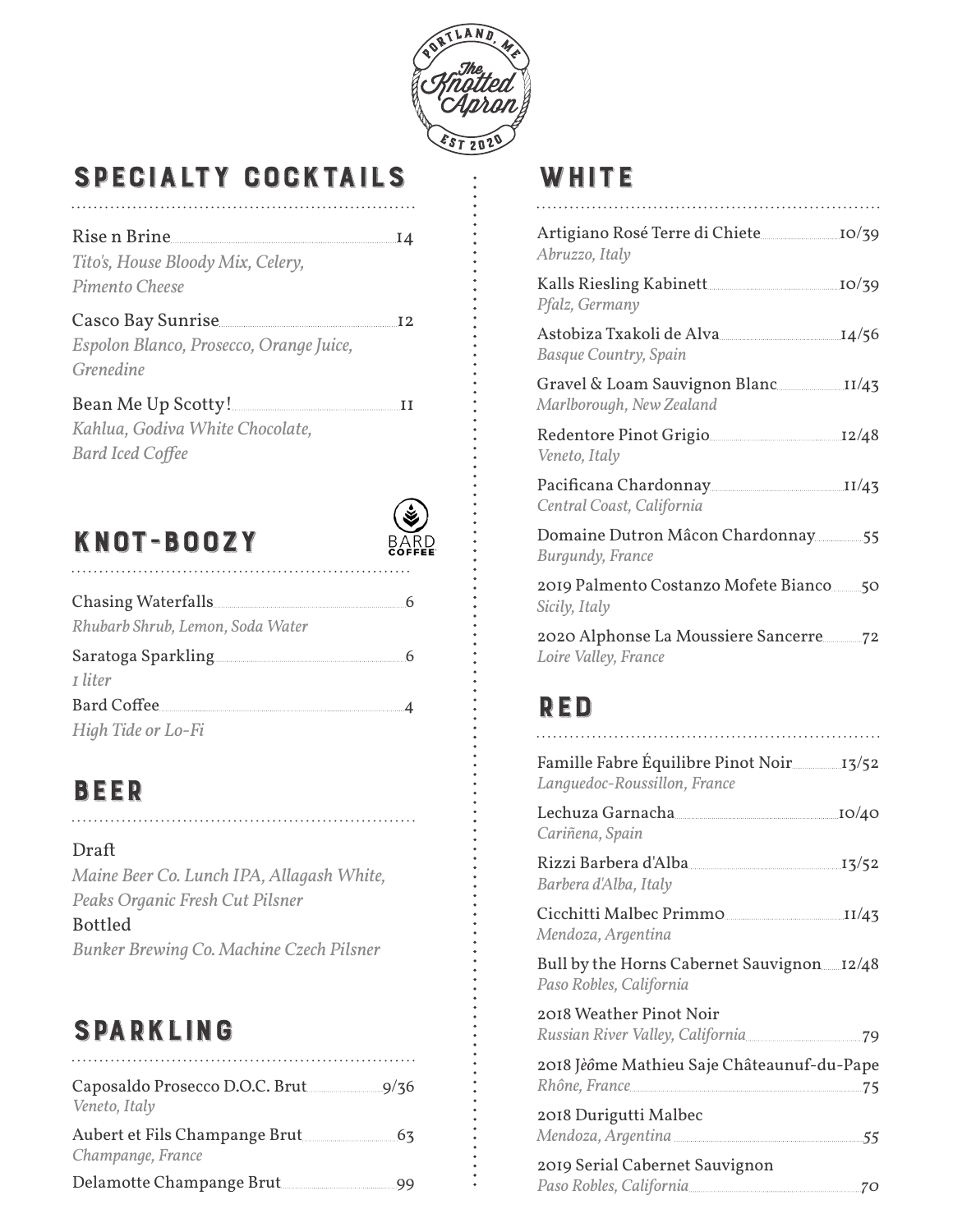Portland, ME
The Knotted Apron
Est 2020

## Specialty Cocktails

Rise n Brine — 14
*Tito's, House Bloody Mix, Celery, Pimento Cheese*

Casco Bay Sunrise — 12
*Espolon Blanco, Prosecco, Orange Juice, Grenedine*

Bean Me Up Scotty! — 11
*Kahlua, Godiva White Chocolate, Bard Iced Coffee*

## Knot-Boozy

Bard Coffee

Chasing Waterfalls — 6
*Rhubarb Shrub, Lemon, Soda Water*

Saratoga Sparkling — 6
*1 liter*

Bard Coffee — 4
*High Tide or Lo-Fi*

## Beer

Draft
*Maine Beer Co. Lunch IPA, Allagash White, Peaks Organic Fresh Cut Pilsner*

Bottled
*Bunker Brewing Co. Machine Czech Pilsner*

## Sparkling

Caposaldo Prosecco D.O.C. Brut — 9/36
*Veneto, Italy*

Aubert et Fils Champange Brut — 63
*Champange, France*

Delamotte Champange Brut — 99

## White

Artigiano Rosé Terre di Chiete — 10/39
*Abruzzo, Italy*

Kalls Riesling Kabinett — 10/39
*Pfalz, Germany*

Astobiza Txakoli de Alva — 14/56
*Basque Country, Spain*

Gravel & Loam Sauvignon Blanc — 11/43
*Marlborough, New Zealand*

Redentore Pinot Grigio — 12/48
*Veneto, Italy*

Pacificana Chardonnay — 11/43
*Central Coast, California*

Domaine Dutron Mâcon Chardonnay — 55
*Burgundy, France*

2019 Palmento Costanzo Mofete Bianco — 50
*Sicily, Italy*

2020 Alphonse La Moussiere Sancerre — 72
*Loire Valley, France*

## Red

Famille Fabre Équilibre Pinot Noir — 13/52
*Languedoc-Roussillon, France*

Lechuza Garnacha — 10/40
*Cariñena, Spain*

Rizzi Barbera d'Alba — 13/52
*Barbera d'Alba, Italy*

Cicchitti Malbec Primmo — 11/43
*Mendoza, Argentina*

Bull by the Horns Cabernet Sauvignon — 12/48
*Paso Robles, California*

2018 Weather Pinot Noir
*Russian River Valley, California* — 79

2018 Jèôme Mathieu Saje Châteaunuf-du-Pape
*Rhône, France* — 75

2018 Durigutti Malbec
*Mendoza, Argentina* — 55

2019 Serial Cabernet Sauvignon
*Paso Robles, California* — 70